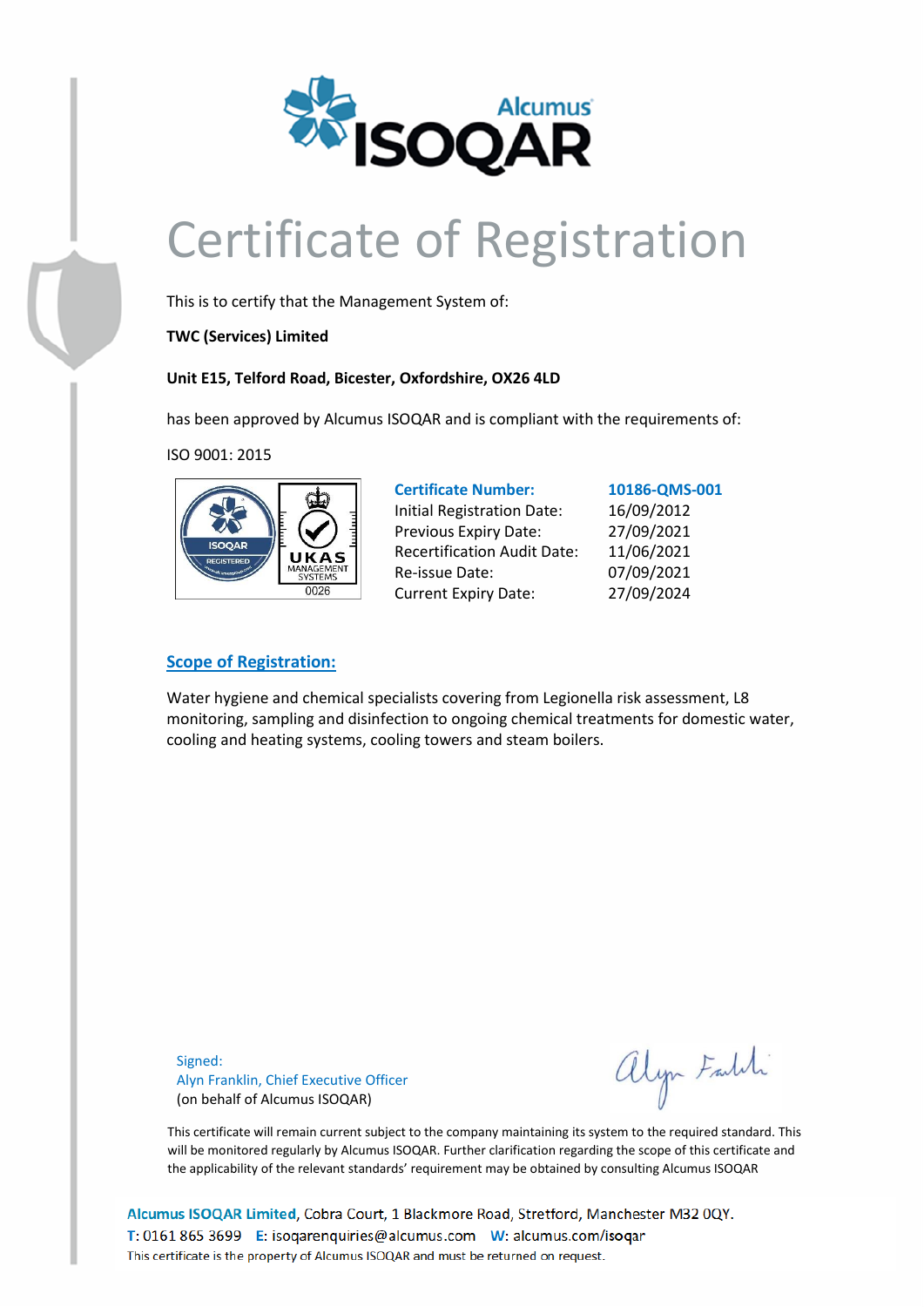# Certificate of Registration

This is to certify that the Management System of:

**TWC (Services) Limited**

**Unit E15, Telford Road, Bicester, Oxfordshire, OX26 4LD**

has been approved by Alcumus ISOQAR and is compliant with the requirements of:

ISO 9001: 2015

| **Certificate Number:** | **10186-QMS-001** |
|---|---|
| Initial Registration Date: | 16/09/2012 |
| Previous Expiry Date: | 27/09/2021 |
| Recertification Audit Date: | 11/06/2021 |
| Re-issue Date: | 07/09/2021 |
| Current Expiry Date: | 27/09/2024 |

## Scope of Registration:

Water hygiene and chemical specialists covering from Legionella risk assessment, L8 monitoring, sampling and disinfection to ongoing chemical treatments for domestic water, cooling and heating systems, cooling towers and steam boilers.

Signed:
Alyn Franklin, Chief Executive Officer
(on behalf of Alcumus ISOQAR)

This certificate will remain current subject to the company maintaining its system to the required standard. This will be monitored regularly by Alcumus ISOQAR. Further clarification regarding the scope of this certificate and the applicability of the relevant standards' requirement may be obtained by consulting Alcumus ISOQAR

**Alcumus ISOQAR Limited**, Cobra Court, 1 Blackmore Road, Stretford, Manchester M32 0QY.
T: 0161 865 3699 E: isoqarenquiries@alcumus.com W: alcumus.com/isoqar
This certificate is the property of Alcumus ISOQAR and must be returned on request.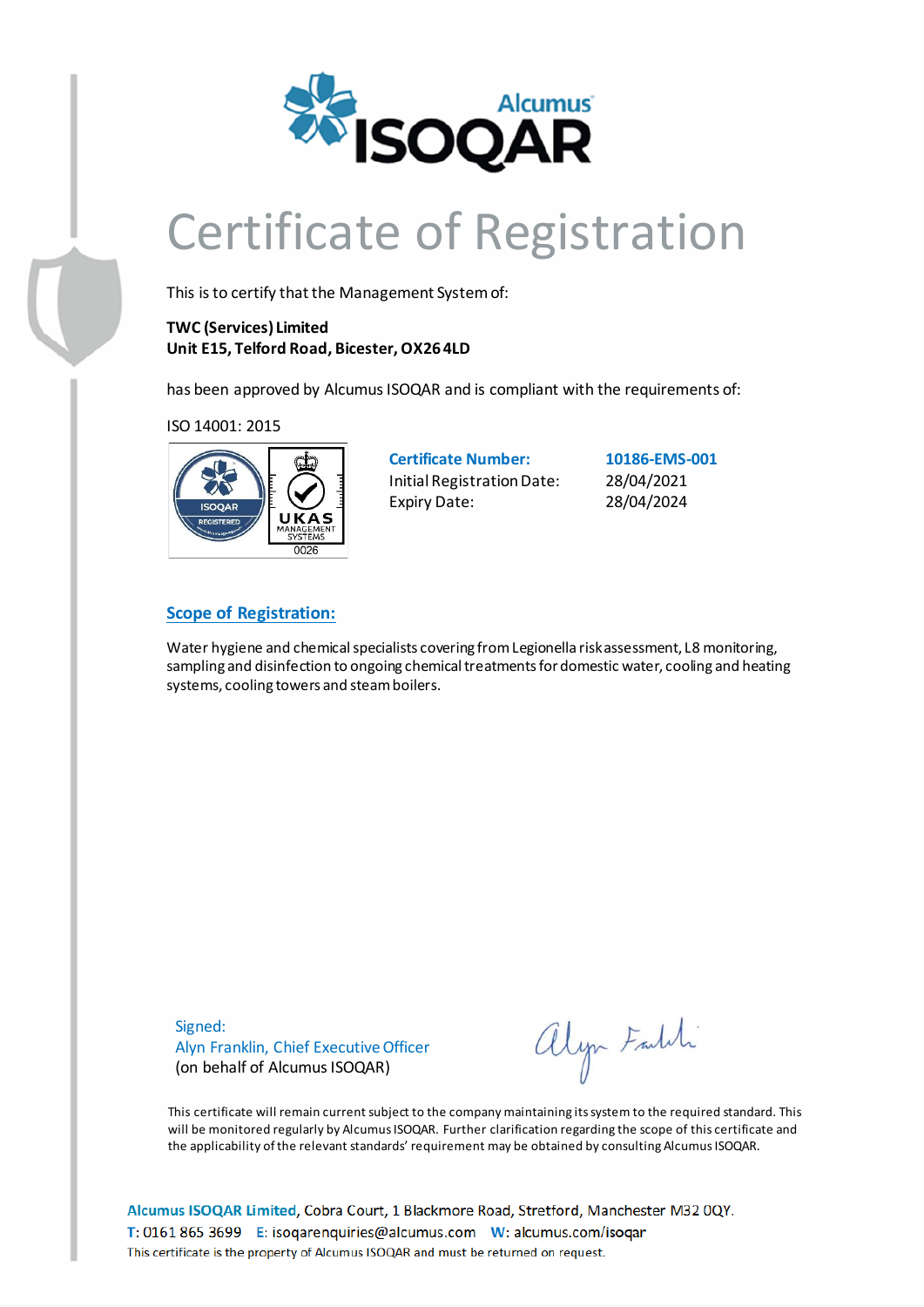Alcumus ISOQAR

# Certificate of Registration

This is to certify that the Management System of:

**TWC (Services) Limited**
**Unit E15, Telford Road, Bicester, OX26 4LD**

has been approved by Alcumus ISOQAR and is compliant with the requirements of:

ISO 14001: 2015

ISOQAR REGISTERED

UKAS MANAGEMENT SYSTEMS 0026

| | |
|---|---|
| **Certificate Number:** | **10186-EMS-001** |
| Initial Registration Date: | 28/04/2021 |
| Expiry Date: | 28/04/2024 |

## Scope of Registration:

Water hygiene and chemical specialists covering from Legionella risk assessment, L8 monitoring, sampling and disinfection to ongoing chemical treatments for domestic water, cooling and heating systems, cooling towers and steam boilers.

Signed:
Alyn Franklin, Chief Executive Officer
(on behalf of Alcumus ISOQAR)

This certificate will remain current subject to the company maintaining its system to the required standard. This will be monitored regularly by Alcumus ISOQAR. Further clarification regarding the scope of this certificate and the applicability of the relevant standards' requirement may be obtained by consulting Alcumus ISOQAR.

**Alcumus ISOQAR Limited**, Cobra Court, 1 Blackmore Road, Stretford, Manchester M32 0QY.
T: 0161 865 3699 E: isoqarenquiries@alcumus.com W: alcumus.com/isoqar
This certificate is the property of Alcumus ISOQAR and must be returned on request.